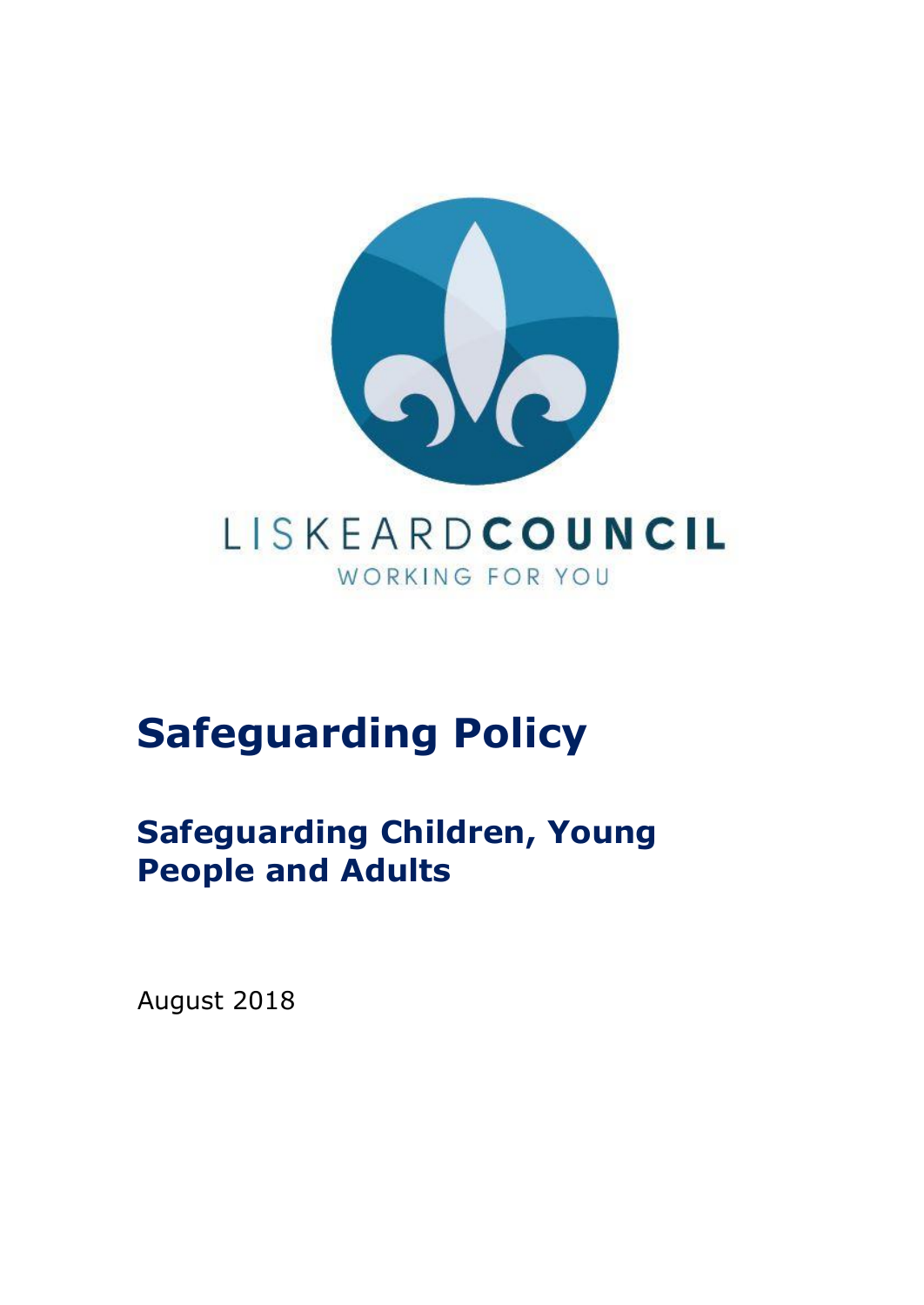LISKEARD**COUNCIL**

WORKING FOR YOU

# Safeguarding Policy

## Safeguarding Children, Young People and Adults

August 2018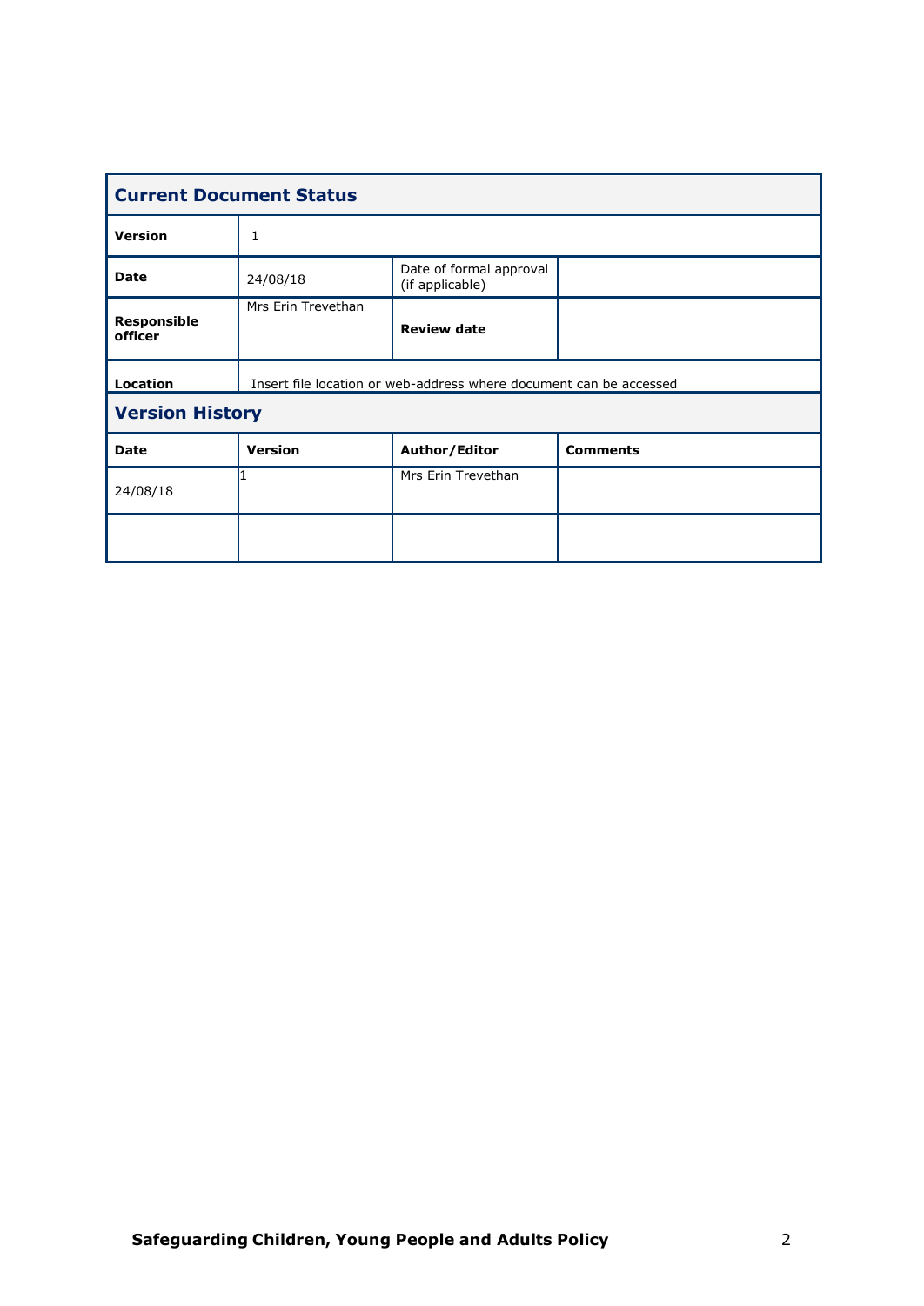## Current Document Status

| Version | 1 | | |
|---|---|---|---|
| Date | 24/08/18 | Date of formal approval (if applicable) | |
| Responsible officer | Mrs Erin Trevethan | Review date | |
| Location | Insert file location or web-address where document can be accessed | | |

## Version History

| Date | Version | Author/Editor | Comments |
|---|---|---|---|
| 24/08/18 | 1 | Mrs Erin Trevethan | |
| | | | |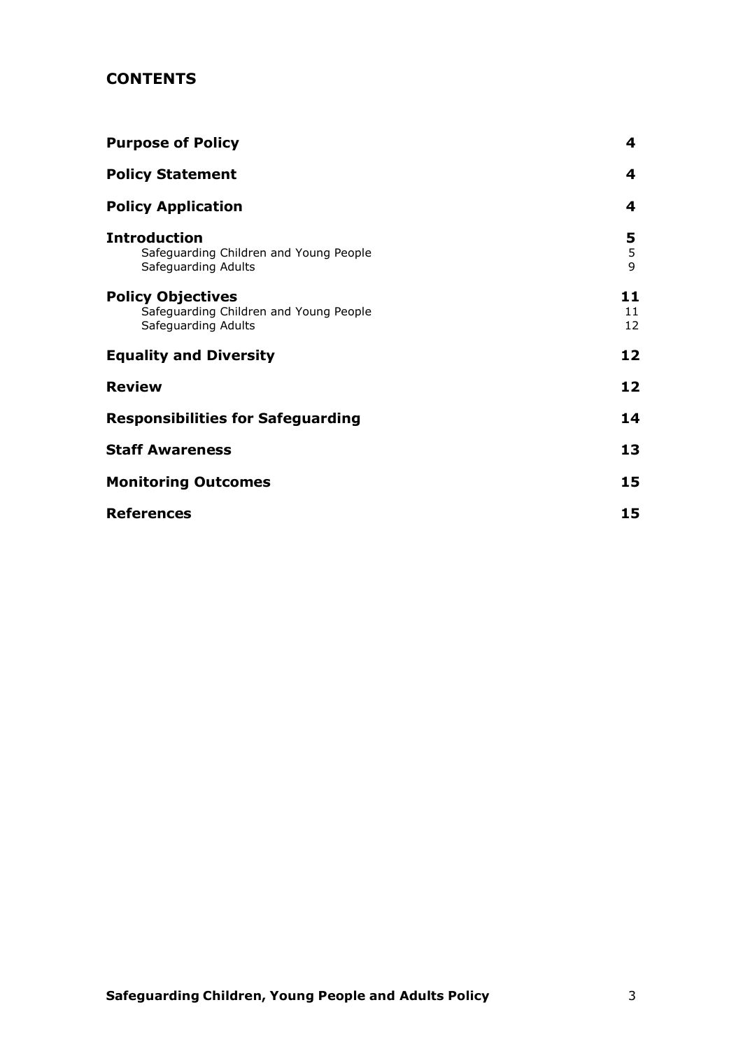## CONTENTS

| | |
|---|---|
| **Purpose of Policy** | **4** |
| **Policy Statement** | **4** |
| **Policy Application** | **4** |
| **Introduction** | **5** |
| Safeguarding Children and Young People | 5 |
| Safeguarding Adults | 9 |
| **Policy Objectives** | **11** |
| Safeguarding Children and Young People | 11 |
| Safeguarding Adults | 12 |
| **Equality and Diversity** | **12** |
| **Review** | **12** |
| **Responsibilities for Safeguarding** | **14** |
| **Staff Awareness** | **13** |
| **Monitoring Outcomes** | **15** |
| **References** | **15** |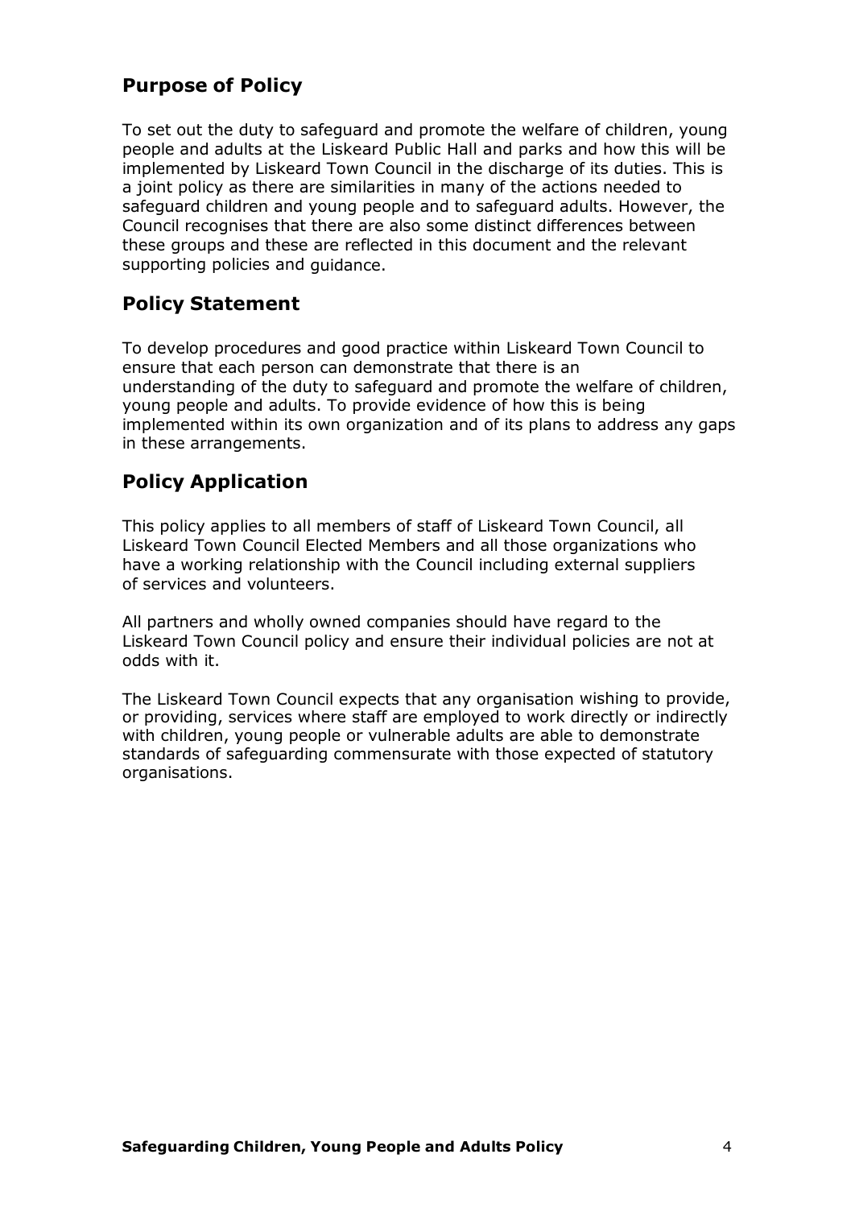## Purpose of Policy

To set out the duty to safeguard and promote the welfare of children, young people and adults at the Liskeard Public Hall and parks and how this will be implemented by Liskeard Town Council in the discharge of its duties. This is a joint policy as there are similarities in many of the actions needed to safeguard children and young people and to safeguard adults. However, the Council recognises that there are also some distinct differences between these groups and these are reflected in this document and the relevant supporting policies and guidance.

## Policy Statement

To develop procedures and good practice within Liskeard Town Council to ensure that each person can demonstrate that there is an understanding of the duty to safeguard and promote the welfare of children, young people and adults. To provide evidence of how this is being implemented within its own organization and of its plans to address any gaps in these arrangements.

## Policy Application

This policy applies to all members of staff of Liskeard Town Council, all Liskeard Town Council Elected Members and all those organizations who have a working relationship with the Council including external suppliers of services and volunteers.

All partners and wholly owned companies should have regard to the Liskeard Town Council policy and ensure their individual policies are not at odds with it.

The Liskeard Town Council expects that any organisation wishing to provide, or providing, services where staff are employed to work directly or indirectly with children, young people or vulnerable adults are able to demonstrate standards of safeguarding commensurate with those expected of statutory organisations.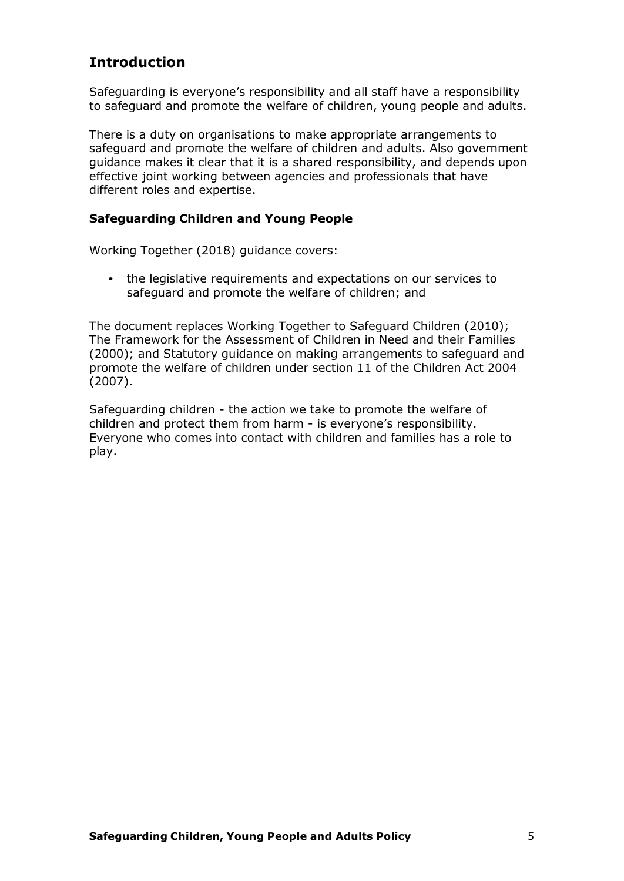## Introduction

Safeguarding is everyone's responsibility and all staff have a responsibility to safeguard and promote the welfare of children, young people and adults.

There is a duty on organisations to make appropriate arrangements to safeguard and promote the welfare of children and adults. Also government guidance makes it clear that it is a shared responsibility, and depends upon effective joint working between agencies and professionals that have different roles and expertise.

### Safeguarding Children and Young People

Working Together (2018) guidance covers:

- the legislative requirements and expectations on our services to safeguard and promote the welfare of children; and

The document replaces Working Together to Safeguard Children (2010); The Framework for the Assessment of Children in Need and their Families (2000); and Statutory guidance on making arrangements to safeguard and promote the welfare of children under section 11 of the Children Act 2004 (2007).

Safeguarding children - the action we take to promote the welfare of children and protect them from harm - is everyone's responsibility. Everyone who comes into contact with children and families has a role to play.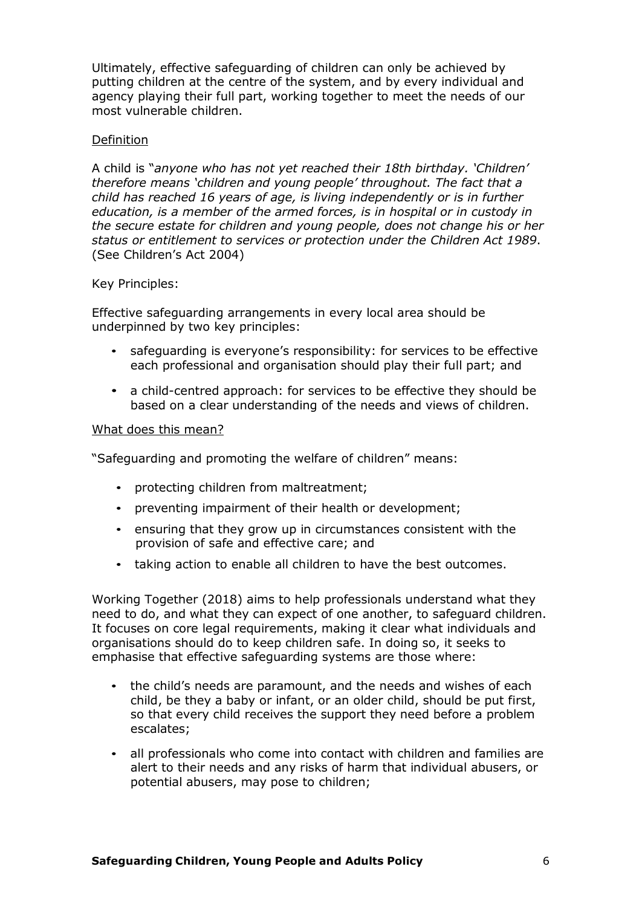Ultimately, effective safeguarding of children can only be achieved by putting children at the centre of the system, and by every individual and agency playing their full part, working together to meet the needs of our most vulnerable children.

<u>Definition</u>

A child is "*anyone who has not yet reached their 18th birthday. 'Children' therefore means 'children and young people' throughout. The fact that a child has reached 16 years of age, is living independently or is in further education, is a member of the armed forces, is in hospital or in custody in the secure estate for children and young people, does not change his or her status or entitlement to services or protection under the Children Act 1989*. (See Children's Act 2004)

Key Principles:

Effective safeguarding arrangements in every local area should be underpinned by two key principles:

- safeguarding is everyone's responsibility: for services to be effective each professional and organisation should play their full part; and
- a child-centred approach: for services to be effective they should be based on a clear understanding of the needs and views of children.

<u>What does this mean?</u>

"Safeguarding and promoting the welfare of children" means:

- protecting children from maltreatment;
- preventing impairment of their health or development;
- ensuring that they grow up in circumstances consistent with the provision of safe and effective care; and
- taking action to enable all children to have the best outcomes.

Working Together (2018) aims to help professionals understand what they need to do, and what they can expect of one another, to safeguard children. It focuses on core legal requirements, making it clear what individuals and organisations should do to keep children safe. In doing so, it seeks to emphasise that effective safeguarding systems are those where:

- the child's needs are paramount, and the needs and wishes of each child, be they a baby or infant, or an older child, should be put first, so that every child receives the support they need before a problem escalates;
- all professionals who come into contact with children and families are alert to their needs and any risks of harm that individual abusers, or potential abusers, may pose to children;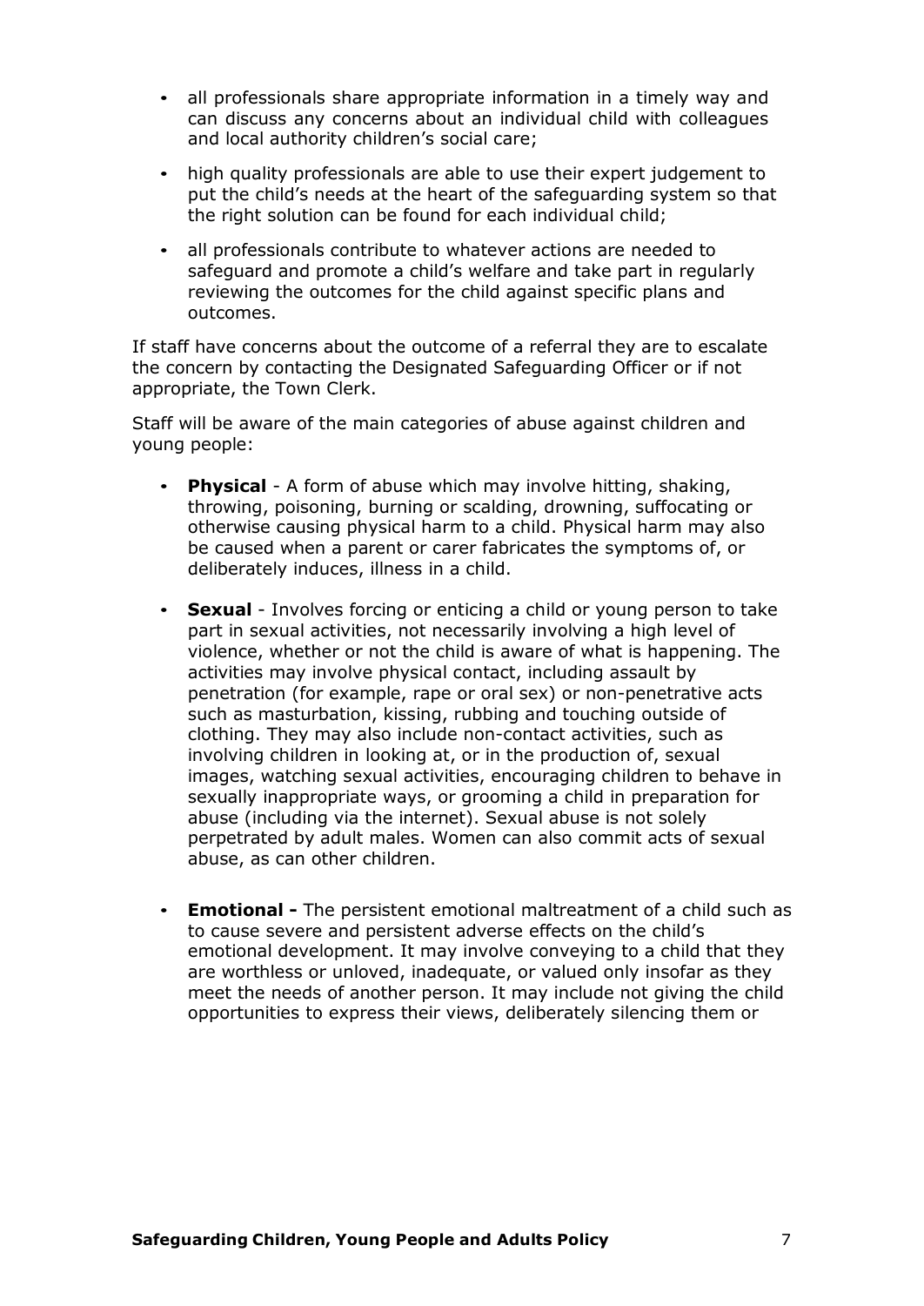- all professionals share appropriate information in a timely way and can discuss any concerns about an individual child with colleagues and local authority children's social care;
- high quality professionals are able to use their expert judgement to put the child's needs at the heart of the safeguarding system so that the right solution can be found for each individual child;
- all professionals contribute to whatever actions are needed to safeguard and promote a child's welfare and take part in regularly reviewing the outcomes for the child against specific plans and outcomes.

If staff have concerns about the outcome of a referral they are to escalate the concern by contacting the Designated Safeguarding Officer or if not appropriate, the Town Clerk.

Staff will be aware of the main categories of abuse against children and young people:

- **Physical** - A form of abuse which may involve hitting, shaking, throwing, poisoning, burning or scalding, drowning, suffocating or otherwise causing physical harm to a child. Physical harm may also be caused when a parent or carer fabricates the symptoms of, or deliberately induces, illness in a child.
- **Sexual** - Involves forcing or enticing a child or young person to take part in sexual activities, not necessarily involving a high level of violence, whether or not the child is aware of what is happening. The activities may involve physical contact, including assault by penetration (for example, rape or oral sex) or non-penetrative acts such as masturbation, kissing, rubbing and touching outside of clothing. They may also include non-contact activities, such as involving children in looking at, or in the production of, sexual images, watching sexual activities, encouraging children to behave in sexually inappropriate ways, or grooming a child in preparation for abuse (including via the internet). Sexual abuse is not solely perpetrated by adult males. Women can also commit acts of sexual abuse, as can other children.
- **Emotional -** The persistent emotional maltreatment of a child such as to cause severe and persistent adverse effects on the child's emotional development. It may involve conveying to a child that they are worthless or unloved, inadequate, or valued only insofar as they meet the needs of another person. It may include not giving the child opportunities to express their views, deliberately silencing them or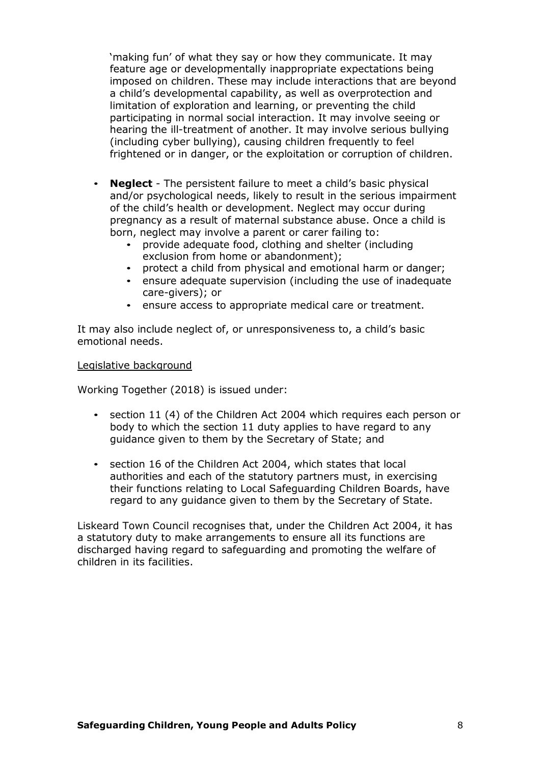'making fun' of what they say or how they communicate. It may feature age or developmentally inappropriate expectations being imposed on children. These may include interactions that are beyond a child's developmental capability, as well as overprotection and limitation of exploration and learning, or preventing the child participating in normal social interaction. It may involve seeing or hearing the ill-treatment of another. It may involve serious bullying (including cyber bullying), causing children frequently to feel frightened or in danger, or the exploitation or corruption of children.

- **Neglect** - The persistent failure to meet a child's basic physical and/or psychological needs, likely to result in the serious impairment of the child's health or development. Neglect may occur during pregnancy as a result of maternal substance abuse. Once a child is born, neglect may involve a parent or carer failing to:
  - provide adequate food, clothing and shelter (including exclusion from home or abandonment);
  - protect a child from physical and emotional harm or danger;
  - ensure adequate supervision (including the use of inadequate care-givers); or
  - ensure access to appropriate medical care or treatment.

It may also include neglect of, or unresponsiveness to, a child's basic emotional needs.

<u>Legislative background</u>

Working Together (2018) is issued under:

- section 11 (4) of the Children Act 2004 which requires each person or body to which the section 11 duty applies to have regard to any guidance given to them by the Secretary of State; and

- section 16 of the Children Act 2004, which states that local authorities and each of the statutory partners must, in exercising their functions relating to Local Safeguarding Children Boards, have regard to any guidance given to them by the Secretary of State.

Liskeard Town Council recognises that, under the Children Act 2004, it has a statutory duty to make arrangements to ensure all its functions are discharged having regard to safeguarding and promoting the welfare of children in its facilities.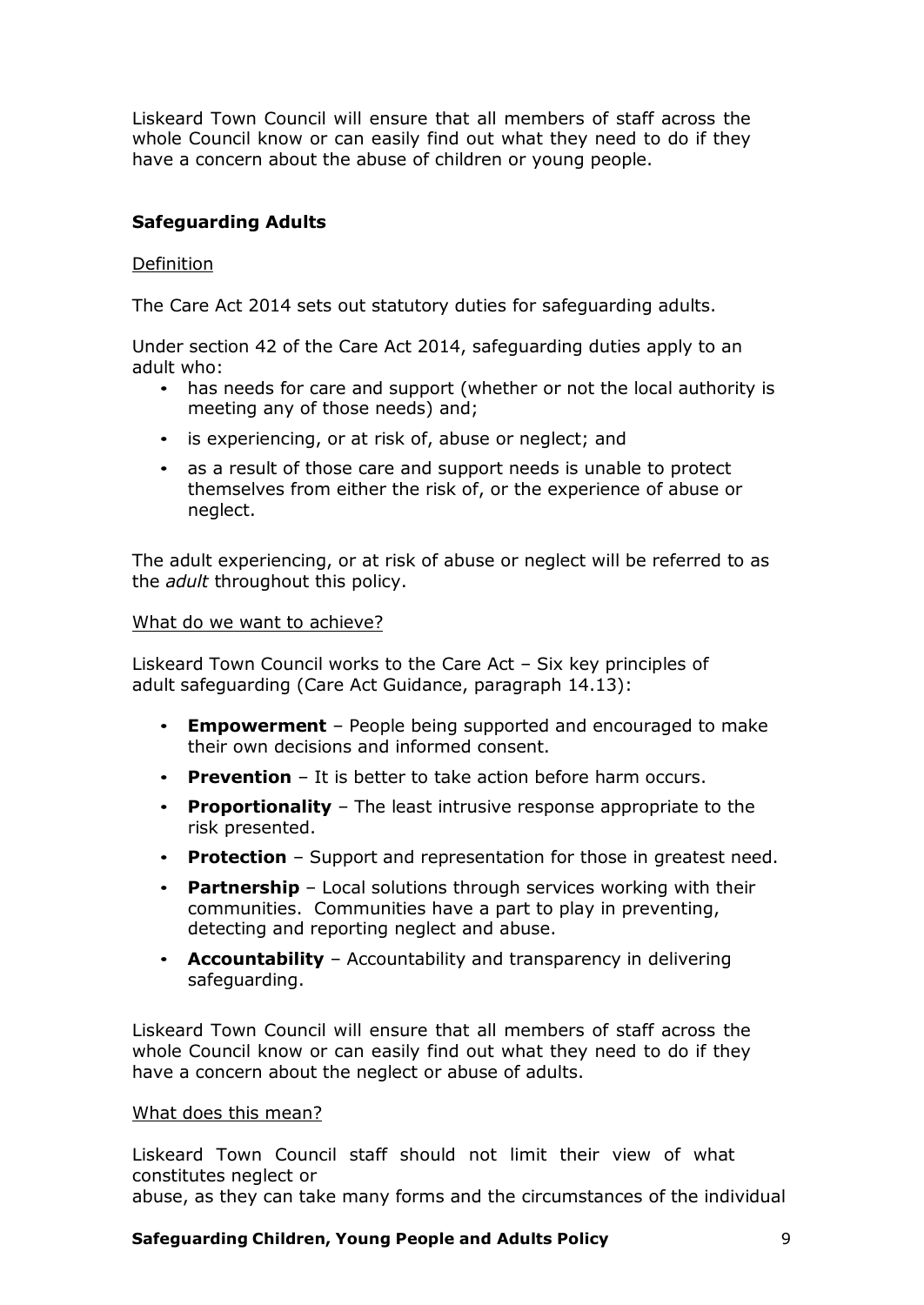Liskeard Town Council will ensure that all members of staff across the whole Council know or can easily find out what they need to do if they have a concern about the abuse of children or young people.

**Safeguarding Adults**

Definition

The Care Act 2014 sets out statutory duties for safeguarding adults.

Under section 42 of the Care Act 2014, safeguarding duties apply to an adult who:

- has needs for care and support (whether or not the local authority is meeting any of those needs) and;
- is experiencing, or at risk of, abuse or neglect; and
- as a result of those care and support needs is unable to protect themselves from either the risk of, or the experience of abuse or neglect.

The adult experiencing, or at risk of abuse or neglect will be referred to as the *adult* throughout this policy.

What do we want to achieve?

Liskeard Town Council works to the Care Act – Six key principles of adult safeguarding (Care Act Guidance, paragraph 14.13):

- **Empowerment** – People being supported and encouraged to make their own decisions and informed consent.
- **Prevention** – It is better to take action before harm occurs.
- **Proportionality** – The least intrusive response appropriate to the risk presented.
- **Protection** – Support and representation for those in greatest need.
- **Partnership** – Local solutions through services working with their communities. Communities have a part to play in preventing, detecting and reporting neglect and abuse.
- **Accountability** – Accountability and transparency in delivering safeguarding.

Liskeard Town Council will ensure that all members of staff across the whole Council know or can easily find out what they need to do if they have a concern about the neglect or abuse of adults.

What does this mean?

Liskeard Town Council staff should not limit their view of what constitutes neglect or abuse, as they can take many forms and the circumstances of the individual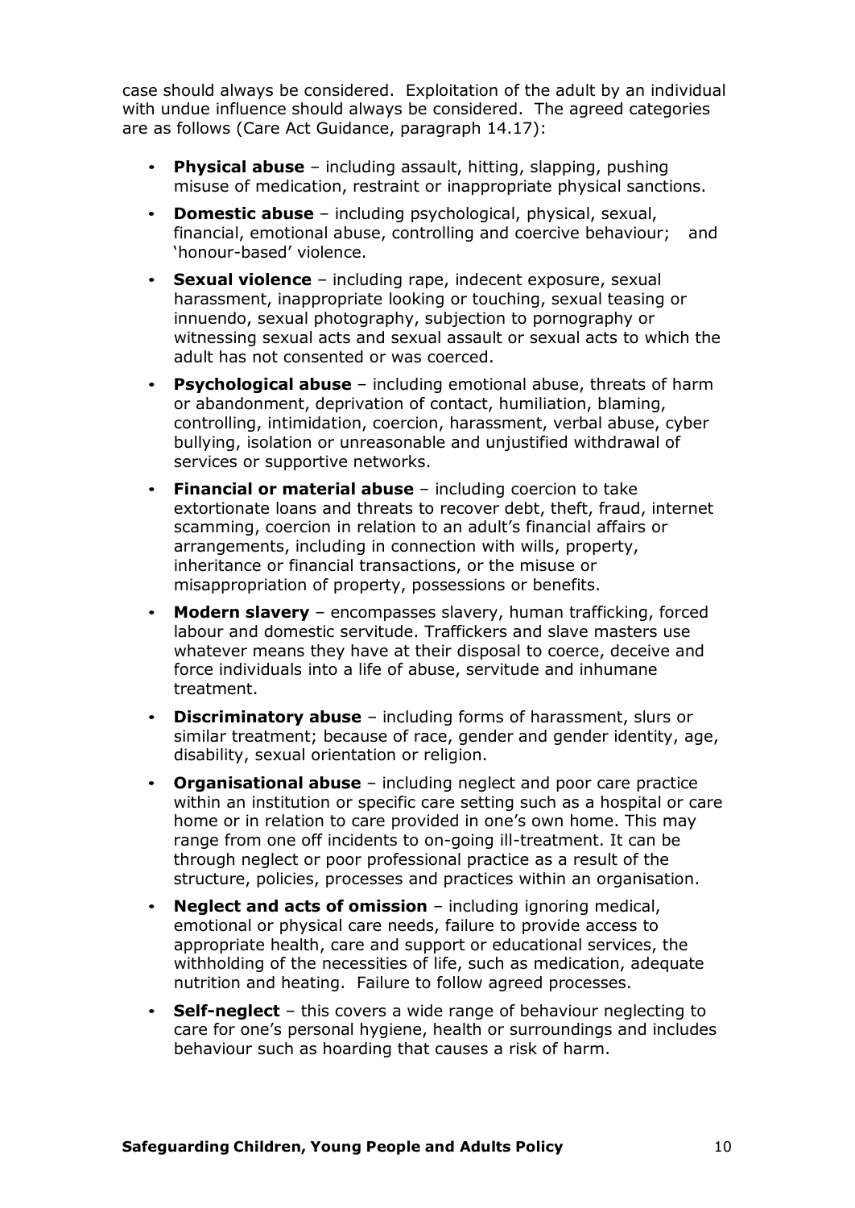case should always be considered. Exploitation of the adult by an individual with undue influence should always be considered. The agreed categories are as follows (Care Act Guidance, paragraph 14.17):

- **Physical abuse** – including assault, hitting, slapping, pushing misuse of medication, restraint or inappropriate physical sanctions.
- **Domestic abuse** – including psychological, physical, sexual, financial, emotional abuse, controlling and coercive behaviour; and 'honour-based' violence.
- **Sexual violence** – including rape, indecent exposure, sexual harassment, inappropriate looking or touching, sexual teasing or innuendo, sexual photography, subjection to pornography or witnessing sexual acts and sexual assault or sexual acts to which the adult has not consented or was coerced.
- **Psychological abuse** – including emotional abuse, threats of harm or abandonment, deprivation of contact, humiliation, blaming, controlling, intimidation, coercion, harassment, verbal abuse, cyber bullying, isolation or unreasonable and unjustified withdrawal of services or supportive networks.
- **Financial or material abuse** – including coercion to take extortionate loans and threats to recover debt, theft, fraud, internet scamming, coercion in relation to an adult's financial affairs or arrangements, including in connection with wills, property, inheritance or financial transactions, or the misuse or misappropriation of property, possessions or benefits.
- **Modern slavery** – encompasses slavery, human trafficking, forced labour and domestic servitude. Traffickers and slave masters use whatever means they have at their disposal to coerce, deceive and force individuals into a life of abuse, servitude and inhumane treatment.
- **Discriminatory abuse** – including forms of harassment, slurs or similar treatment; because of race, gender and gender identity, age, disability, sexual orientation or religion.
- **Organisational abuse** – including neglect and poor care practice within an institution or specific care setting such as a hospital or care home or in relation to care provided in one's own home. This may range from one off incidents to on-going ill-treatment. It can be through neglect or poor professional practice as a result of the structure, policies, processes and practices within an organisation.
- **Neglect and acts of omission** – including ignoring medical, emotional or physical care needs, failure to provide access to appropriate health, care and support or educational services, the withholding of the necessities of life, such as medication, adequate nutrition and heating. Failure to follow agreed processes.
- **Self-neglect** – this covers a wide range of behaviour neglecting to care for one's personal hygiene, health or surroundings and includes behaviour such as hoarding that causes a risk of harm.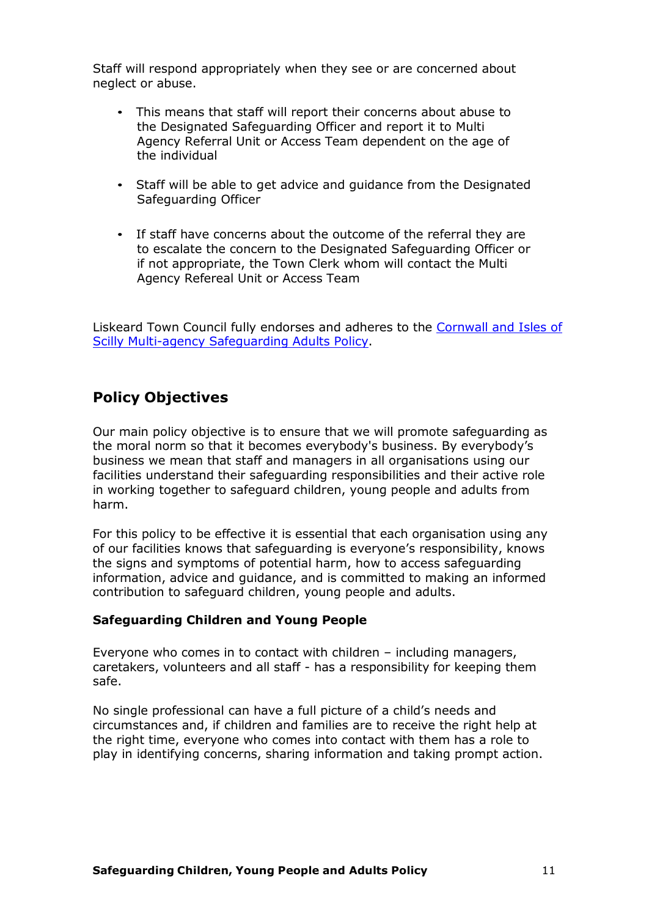Staff will respond appropriately when they see or are concerned about neglect or abuse.

- This means that staff will report their concerns about abuse to the Designated Safeguarding Officer and report it to Multi Agency Referral Unit or Access Team dependent on the age of the individual

- Staff will be able to get advice and guidance from the Designated Safeguarding Officer

- If staff have concerns about the outcome of the referral they are to escalate the concern to the Designated Safeguarding Officer or if not appropriate, the Town Clerk whom will contact the Multi Agency Refereal Unit or Access Team

Liskeard Town Council fully endorses and adheres to the [Cornwall and Isles of Scilly Multi-agency Safeguarding Adults Policy](#).

## Policy Objectives

Our main policy objective is to ensure that we will promote safeguarding as the moral norm so that it becomes everybody's business. By everybody's business we mean that staff and managers in all organisations using our facilities understand their safeguarding responsibilities and their active role in working together to safeguard children, young people and adults from harm.

For this policy to be effective it is essential that each organisation using any of our facilities knows that safeguarding is everyone's responsibility, knows the signs and symptoms of potential harm, how to access safeguarding information, advice and guidance, and is committed to making an informed contribution to safeguard children, young people and adults.

### Safeguarding Children and Young People

Everyone who comes in to contact with children – including managers, caretakers, volunteers and all staff - has a responsibility for keeping them safe.

No single professional can have a full picture of a child's needs and circumstances and, if children and families are to receive the right help at the right time, everyone who comes into contact with them has a role to play in identifying concerns, sharing information and taking prompt action.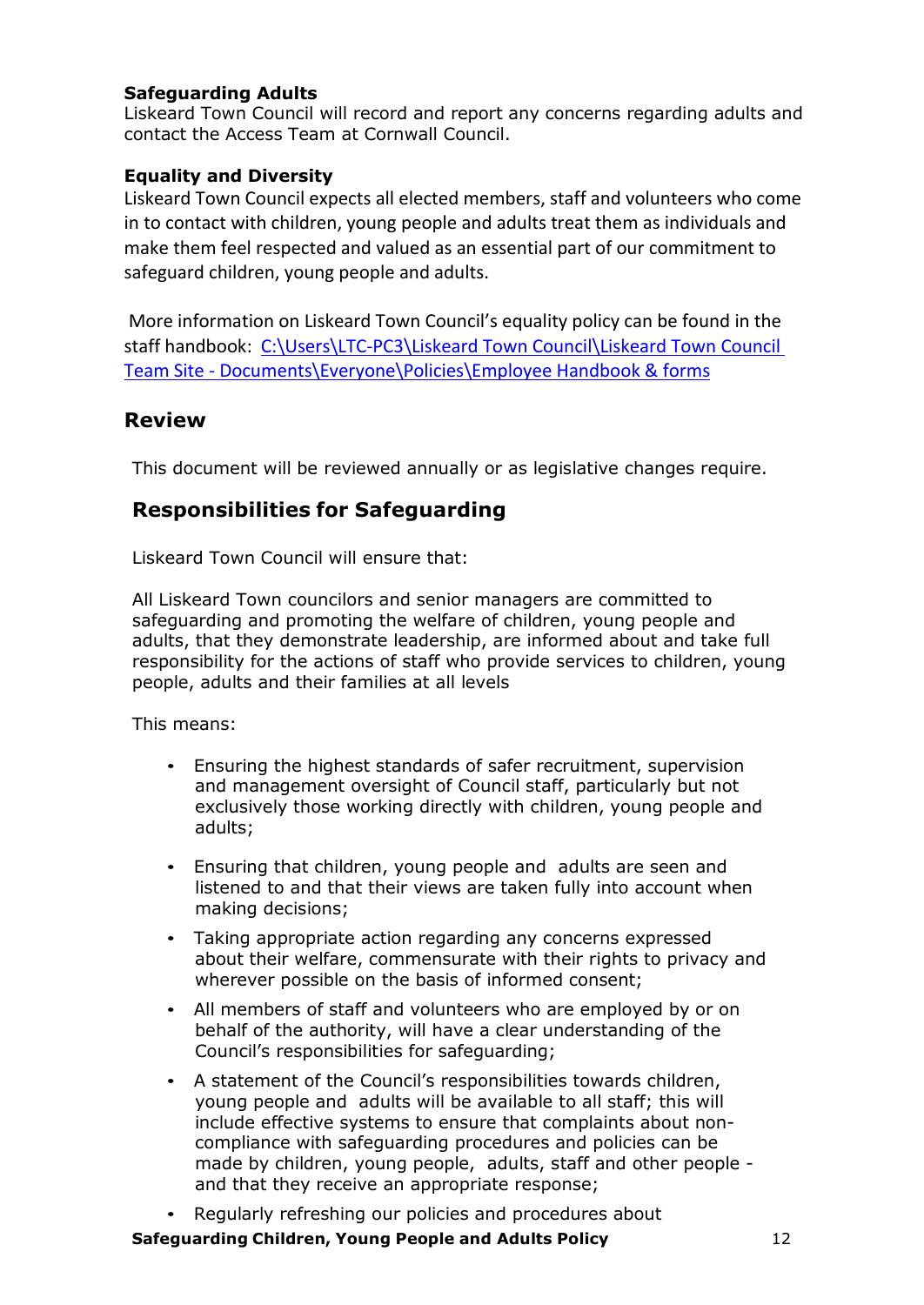**Safeguarding Adults**

Liskeard Town Council will record and report any concerns regarding adults and contact the Access Team at Cornwall Council.

**Equality and Diversity**

Liskeard Town Council expects all elected members, staff and volunteers who come in to contact with children, young people and adults treat them as individuals and make them feel respected and valued as an essential part of our commitment to safeguard children, young people and adults.

More information on Liskeard Town Council's equality policy can be found in the staff handbook: C:\Users\LTC-PC3\Liskeard Town Council\Liskeard Town Council Team Site - Documents\Everyone\Policies\Employee Handbook & forms

## Review

This document will be reviewed annually or as legislative changes require.

## Responsibilities for Safeguarding

Liskeard Town Council will ensure that:

All Liskeard Town councilors and senior managers are committed to safeguarding and promoting the welfare of children, young people and adults, that they demonstrate leadership, are informed about and take full responsibility for the actions of staff who provide services to children, young people, adults and their families at all levels

This means:

- Ensuring the highest standards of safer recruitment, supervision and management oversight of Council staff, particularly but not exclusively those working directly with children, young people and adults;
- Ensuring that children, young people and adults are seen and listened to and that their views are taken fully into account when making decisions;
- Taking appropriate action regarding any concerns expressed about their welfare, commensurate with their rights to privacy and wherever possible on the basis of informed consent;
- All members of staff and volunteers who are employed by or on behalf of the authority, will have a clear understanding of the Council's responsibilities for safeguarding;
- A statement of the Council's responsibilities towards children, young people and adults will be available to all staff; this will include effective systems to ensure that complaints about non-compliance with safeguarding procedures and policies can be made by children, young people, adults, staff and other people - and that they receive an appropriate response;
- Regularly refreshing our policies and procedures about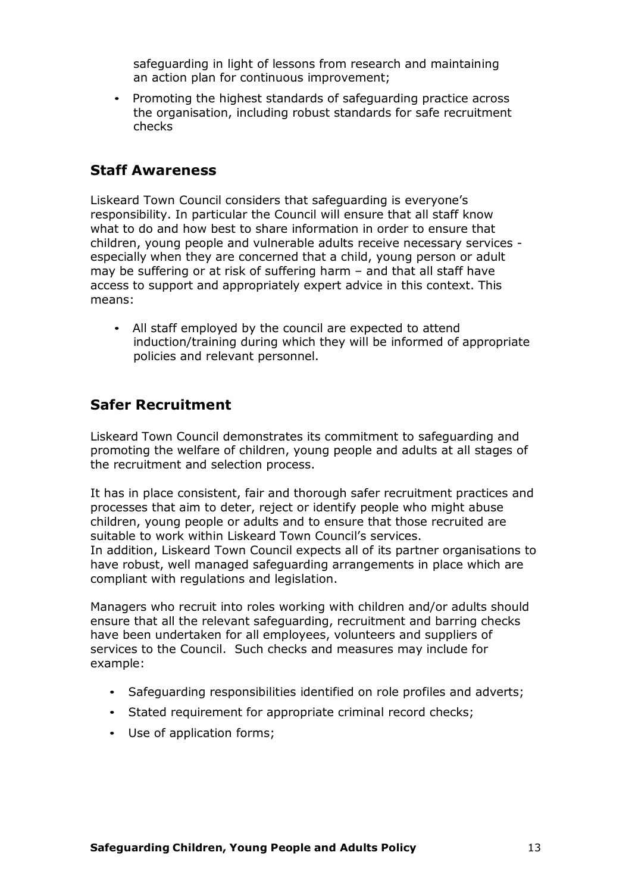safeguarding in light of lessons from research and maintaining an action plan for continuous improvement;

- Promoting the highest standards of safeguarding practice across the organisation, including robust standards for safe recruitment checks

## Staff Awareness

Liskeard Town Council considers that safeguarding is everyone's responsibility. In particular the Council will ensure that all staff know what to do and how best to share information in order to ensure that children, young people and vulnerable adults receive necessary services - especially when they are concerned that a child, young person or adult may be suffering or at risk of suffering harm – and that all staff have access to support and appropriately expert advice in this context. This means:

- All staff employed by the council are expected to attend induction/training during which they will be informed of appropriate policies and relevant personnel.

## Safer Recruitment

Liskeard Town Council demonstrates its commitment to safeguarding and promoting the welfare of children, young people and adults at all stages of the recruitment and selection process.

It has in place consistent, fair and thorough safer recruitment practices and processes that aim to deter, reject or identify people who might abuse children, young people or adults and to ensure that those recruited are suitable to work within Liskeard Town Council's services.
In addition, Liskeard Town Council expects all of its partner organisations to have robust, well managed safeguarding arrangements in place which are compliant with regulations and legislation.

Managers who recruit into roles working with children and/or adults should ensure that all the relevant safeguarding, recruitment and barring checks have been undertaken for all employees, volunteers and suppliers of services to the Council. Such checks and measures may include for example:

- Safeguarding responsibilities identified on role profiles and adverts;
- Stated requirement for appropriate criminal record checks;
- Use of application forms;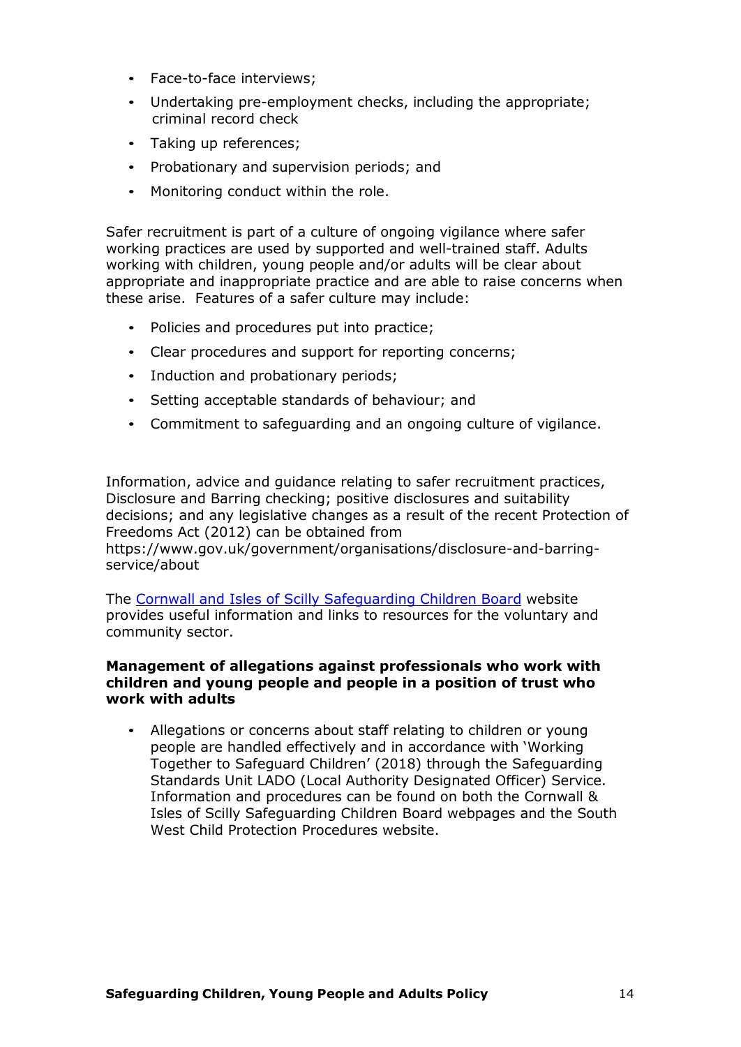- Face-to-face interviews;
- Undertaking pre-employment checks, including the appropriate; criminal record check
- Taking up references;
- Probationary and supervision periods; and
- Monitoring conduct within the role.

Safer recruitment is part of a culture of ongoing vigilance where safer working practices are used by supported and well-trained staff. Adults working with children, young people and/or adults will be clear about appropriate and inappropriate practice and are able to raise concerns when these arise. Features of a safer culture may include:

- Policies and procedures put into practice;
- Clear procedures and support for reporting concerns;
- Induction and probationary periods;
- Setting acceptable standards of behaviour; and
- Commitment to safeguarding and an ongoing culture of vigilance.

Information, advice and guidance relating to safer recruitment practices, Disclosure and Barring checking; positive disclosures and suitability decisions; and any legislative changes as a result of the recent Protection of Freedoms Act (2012) can be obtained from https://www.gov.uk/government/organisations/disclosure-and-barring-service/about

The Cornwall and Isles of Scilly Safeguarding Children Board website provides useful information and links to resources for the voluntary and community sector.

**Management of allegations against professionals who work with children and young people and people in a position of trust who work with adults**

- Allegations or concerns about staff relating to children or young people are handled effectively and in accordance with 'Working Together to Safeguard Children' (2018) through the Safeguarding Standards Unit LADO (Local Authority Designated Officer) Service. Information and procedures can be found on both the Cornwall & Isles of Scilly Safeguarding Children Board webpages and the South West Child Protection Procedures website.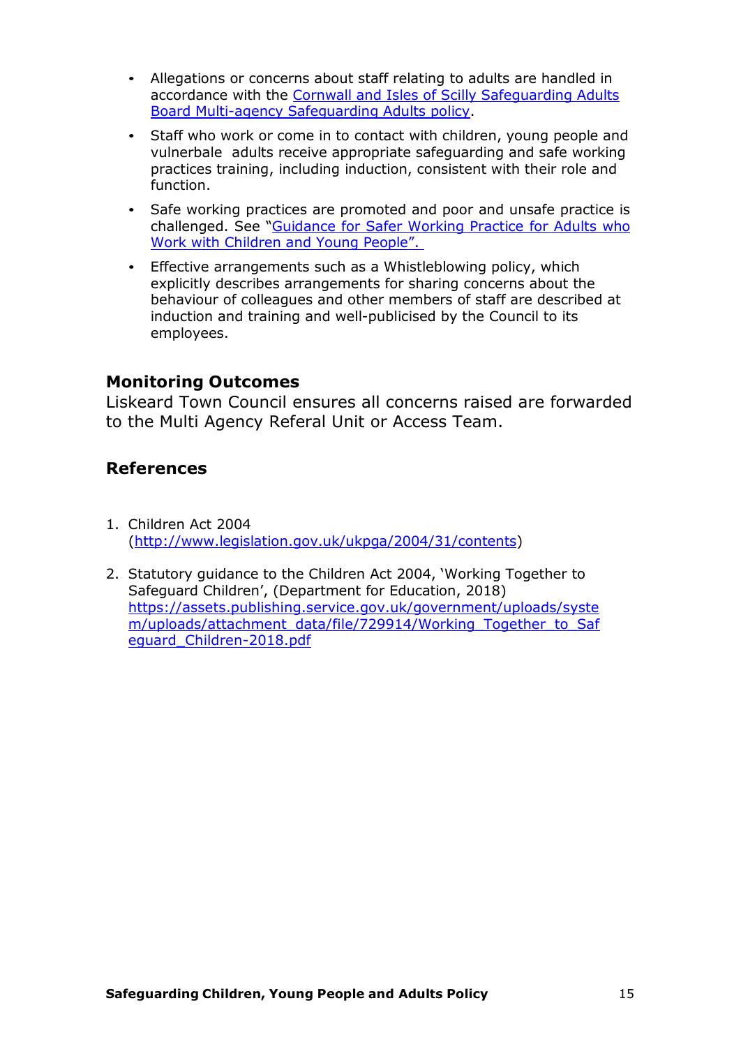- Allegations or concerns about staff relating to adults are handled in accordance with the Cornwall and Isles of Scilly Safeguarding Adults Board Multi-agency Safeguarding Adults policy.
- Staff who work or come in to contact with children, young people and vulnerbale adults receive appropriate safeguarding and safe working practices training, including induction, consistent with their role and function.
- Safe working practices are promoted and poor and unsafe practice is challenged. See "Guidance for Safer Working Practice for Adults who Work with Children and Young People".
- Effective arrangements such as a Whistleblowing policy, which explicitly describes arrangements for sharing concerns about the behaviour of colleagues and other members of staff are described at induction and training and well-publicised by the Council to its employees.

## Monitoring Outcomes

Liskeard Town Council ensures all concerns raised are forwarded to the Multi Agency Referal Unit or Access Team.

## References

1. Children Act 2004 (http://www.legislation.gov.uk/ukpga/2004/31/contents)
2. Statutory guidance to the Children Act 2004, 'Working Together to Safeguard Children', (Department for Education, 2018) https://assets.publishing.service.gov.uk/government/uploads/system/uploads/attachment_data/file/729914/Working_Together_to_Safeguard_Children-2018.pdf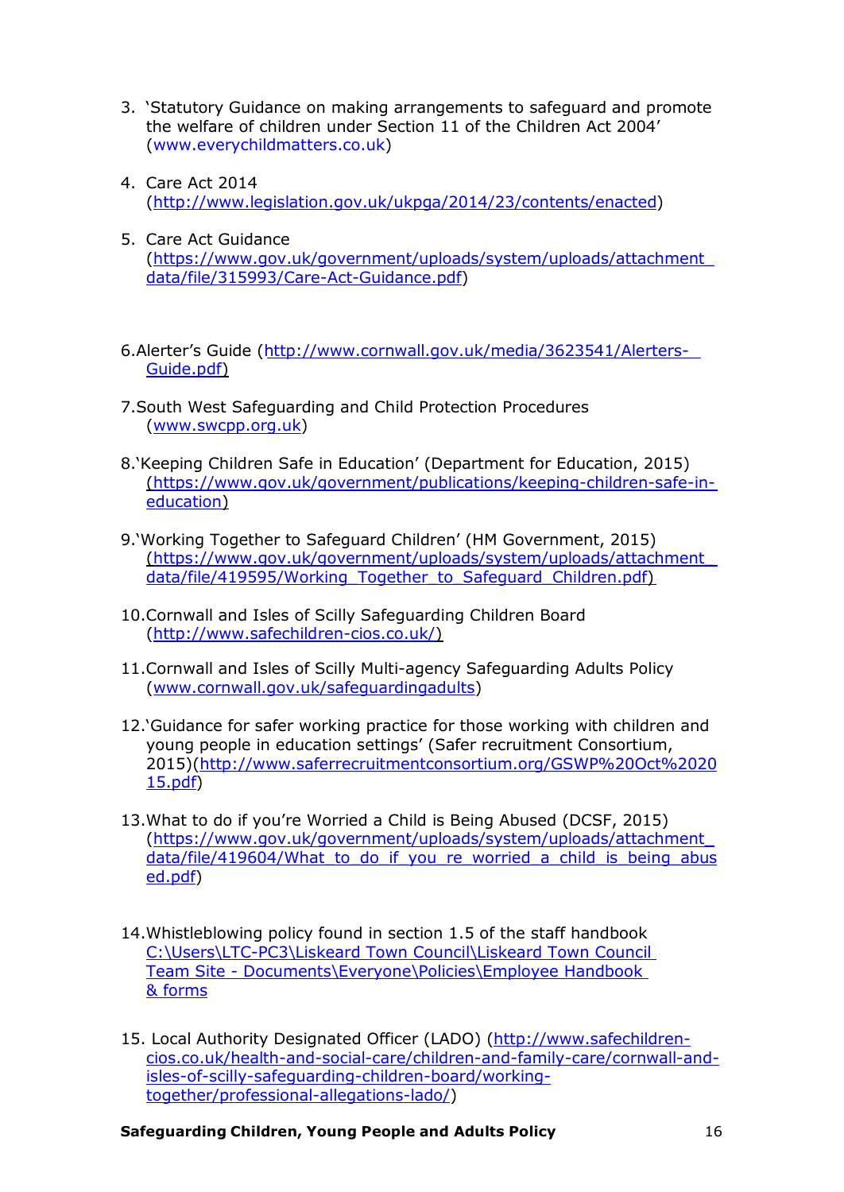3. 'Statutory Guidance on making arrangements to safeguard and promote the welfare of children under Section 11 of the Children Act 2004' (www.everychildmatters.co.uk)

4. Care Act 2014 (http://www.legislation.gov.uk/ukpga/2014/23/contents/enacted)

5. Care Act Guidance (https://www.gov.uk/government/uploads/system/uploads/attachment_data/file/315993/Care-Act-Guidance.pdf)

6. Alerter's Guide (http://www.cornwall.gov.uk/media/3623541/Alerters-Guide.pdf)

7. South West Safeguarding and Child Protection Procedures (www.swcpp.org.uk)

8. 'Keeping Children Safe in Education' (Department for Education, 2015) (https://www.gov.uk/government/publications/keeping-children-safe-in-education)

9. 'Working Together to Safeguard Children' (HM Government, 2015) (https://www.gov.uk/government/uploads/system/uploads/attachment_data/file/419595/Working_Together_to_Safeguard_Children.pdf)

10. Cornwall and Isles of Scilly Safeguarding Children Board (http://www.safechildren-cios.co.uk/)

11. Cornwall and Isles of Scilly Multi-agency Safeguarding Adults Policy (www.cornwall.gov.uk/safeguardingadults)

12. 'Guidance for safer working practice for those working with children and young people in education settings' (Safer recruitment Consortium, 2015)(http://www.saferrecruitmentconsortium.org/GSWP%20Oct%202015.pdf)

13. What to do if you're Worried a Child is Being Abused (DCSF, 2015) (https://www.gov.uk/government/uploads/system/uploads/attachment_data/file/419604/What_to_do_if_you_re_worried_a_child_is_being_abused.pdf)

14. Whistleblowing policy found in section 1.5 of the staff handbook C:\Users\LTC-PC3\Liskeard Town Council\Liskeard Town Council Team Site - Documents\Everyone\Policies\Employee Handbook & forms

15. Local Authority Designated Officer (LADO) (http://www.safechildren-cios.co.uk/health-and-social-care/children-and-family-care/cornwall-and-isles-of-scilly-safeguarding-children-board/working-together/professional-allegations-lado/)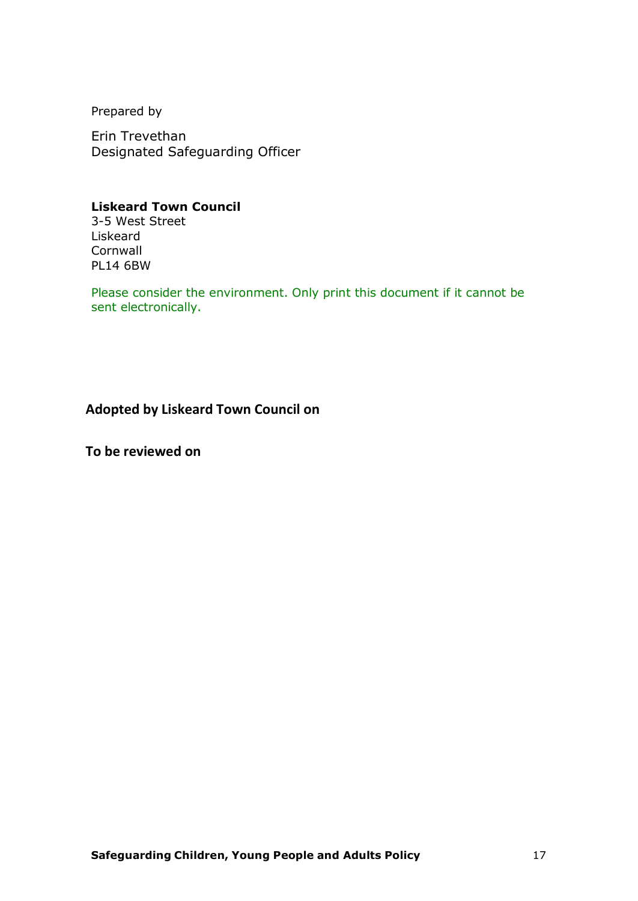Prepared by

Erin Trevethan
Designated Safeguarding Officer

**Liskeard Town Council**
3-5 West Street
Liskeard
Cornwall
PL14 6BW

Please consider the environment. Only print this document if it cannot be sent electronically.

**Adopted by Liskeard Town Council on**

**To be reviewed on**